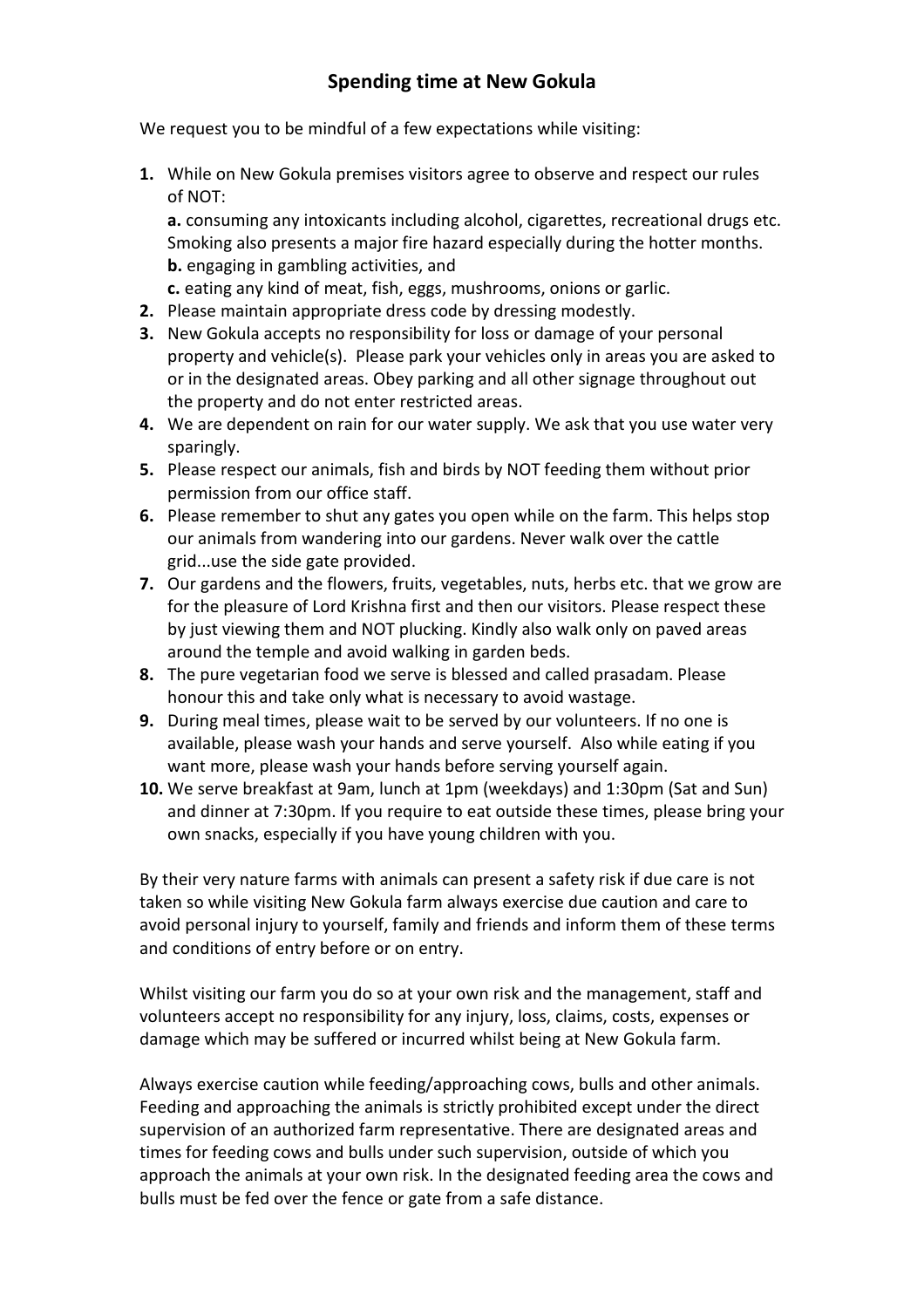## Spending time at New Gokula

We request you to be mindful of a few expectations while visiting:

1. While on New Gokula premises visitors agree to observe and respect our rules of NOT:
   **a.** consuming any intoxicants including alcohol, cigarettes, recreational drugs etc. Smoking also presents a major fire hazard especially during the hotter months.
   **b.** engaging in gambling activities, and
   **c.** eating any kind of meat, fish, eggs, mushrooms, onions or garlic.
2. Please maintain appropriate dress code by dressing modestly.
3. New Gokula accepts no responsibility for loss or damage of your personal property and vehicle(s). Please park your vehicles only in areas you are asked to or in the designated areas. Obey parking and all other signage throughout out the property and do not enter restricted areas.
4. We are dependent on rain for our water supply. We ask that you use water very sparingly.
5. Please respect our animals, fish and birds by NOT feeding them without prior permission from our office staff.
6. Please remember to shut any gates you open while on the farm. This helps stop our animals from wandering into our gardens. Never walk over the cattle grid...use the side gate provided.
7. Our gardens and the flowers, fruits, vegetables, nuts, herbs etc. that we grow are for the pleasure of Lord Krishna first and then our visitors. Please respect these by just viewing them and NOT plucking. Kindly also walk only on paved areas around the temple and avoid walking in garden beds.
8. The pure vegetarian food we serve is blessed and called prasadam. Please honour this and take only what is necessary to avoid wastage.
9. During meal times, please wait to be served by our volunteers. If no one is available, please wash your hands and serve yourself. Also while eating if you want more, please wash your hands before serving yourself again.
10. We serve breakfast at 9am, lunch at 1pm (weekdays) and 1:30pm (Sat and Sun) and dinner at 7:30pm. If you require to eat outside these times, please bring your own snacks, especially if you have young children with you.

By their very nature farms with animals can present a safety risk if due care is not taken so while visiting New Gokula farm always exercise due caution and care to avoid personal injury to yourself, family and friends and inform them of these terms and conditions of entry before or on entry.

Whilst visiting our farm you do so at your own risk and the management, staff and volunteers accept no responsibility for any injury, loss, claims, costs, expenses or damage which may be suffered or incurred whilst being at New Gokula farm.

Always exercise caution while feeding/approaching cows, bulls and other animals. Feeding and approaching the animals is strictly prohibited except under the direct supervision of an authorized farm representative. There are designated areas and times for feeding cows and bulls under such supervision, outside of which you approach the animals at your own risk. In the designated feeding area the cows and bulls must be fed over the fence or gate from a safe distance.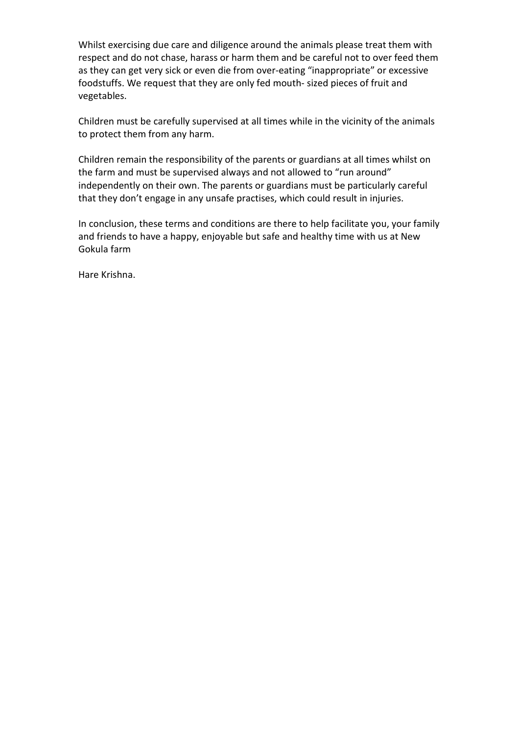Whilst exercising due care and diligence around the animals please treat them with respect and do not chase, harass or harm them and be careful not to over feed them as they can get very sick or even die from over-eating “inappropriate” or excessive foodstuffs. We request that they are only fed mouth- sized pieces of fruit and vegetables.

Children must be carefully supervised at all times while in the vicinity of the animals to protect them from any harm.

Children remain the responsibility of the parents or guardians at all times whilst on the farm and must be supervised always and not allowed to “run around” independently on their own. The parents or guardians must be particularly careful that they don’t engage in any unsafe practises, which could result in injuries.

In conclusion, these terms and conditions are there to help facilitate you, your family and friends to have a happy, enjoyable but safe and healthy time with us at New Gokula farm

Hare Krishna.